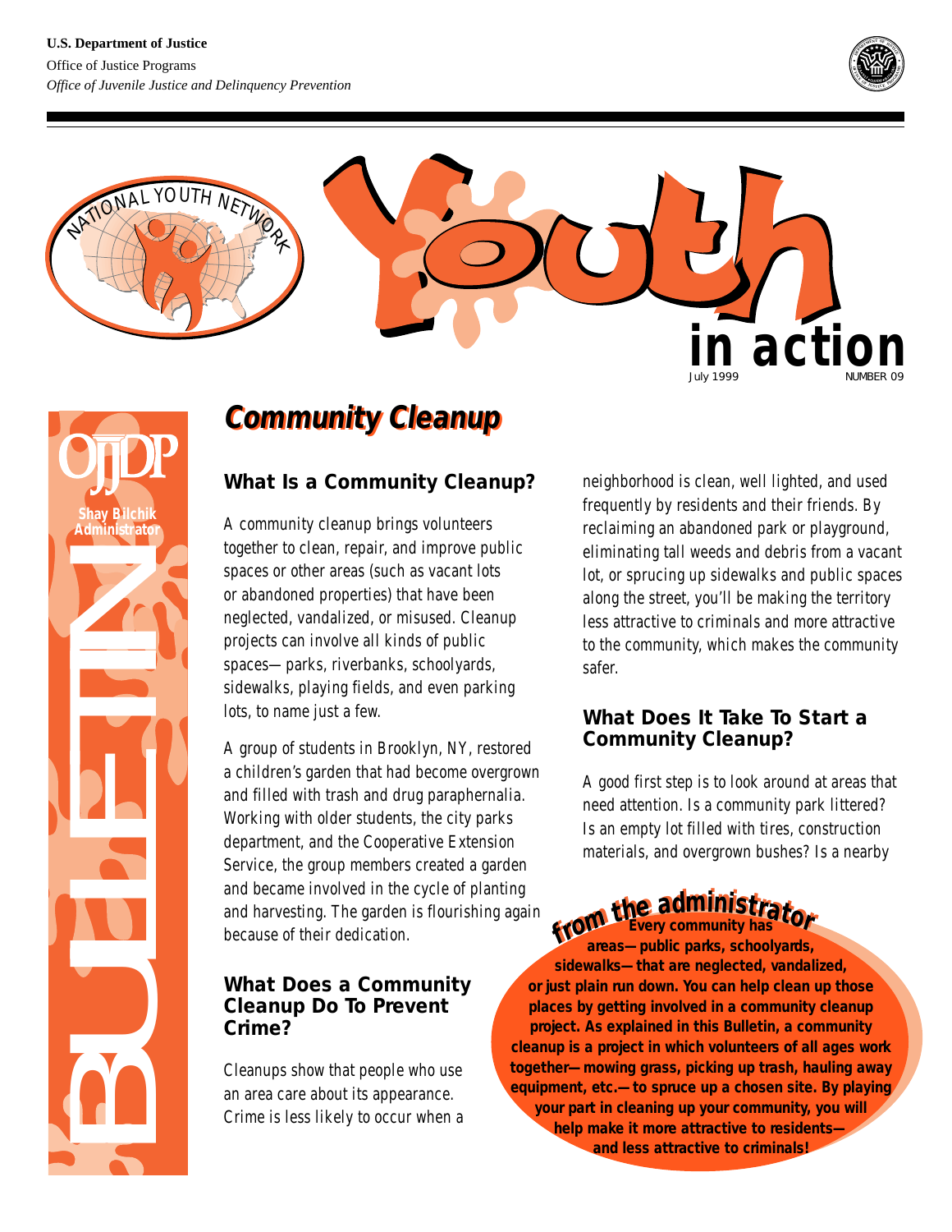U.S. Department of Justice

Office of Justice Programs

*Office of Juvenile Justice and Delinquency Prevention*

NATIONAL YOUTH NETWORK

# Youth in action

July 1999 NUMBER 09

OJJDP

Shay Bilchik
Administrator

BULLETIN

## Community Cleanup

### What Is a Community Cleanup?

A community cleanup brings volunteers together to clean, repair, and improve public spaces or other areas (such as vacant lots or abandoned properties) that have been neglected, vandalized, or misused. Cleanup projects can involve all kinds of public spaces—parks, riverbanks, schoolyards, sidewalks, playing fields, and even parking lots, to name just a few.

A group of students in Brooklyn, NY, restored a children's garden that had become overgrown and filled with trash and drug paraphernalia. Working with older students, the city parks department, and the Cooperative Extension Service, the group members created a garden and became involved in the cycle of planting and harvesting. The garden is flourishing again because of their dedication.

### What Does a Community Cleanup Do To Prevent Crime?

Cleanups show that people who use an area care about its appearance. Crime is less likely to occur when a neighborhood is clean, well lighted, and used frequently by residents and their friends. By reclaiming an abandoned park or playground, eliminating tall weeds and debris from a vacant lot, or sprucing up sidewalks and public spaces along the street, you'll be making the territory less attractive to criminals and more attractive to the community, which makes the community safer.

### What Does It Take To Start a Community Cleanup?

A good first step is to look around at areas that need attention. Is a community park littered? Is an empty lot filled with tires, construction materials, and overgrown bushes? Is a nearby

**from the administrator**

**Every community has areas—public parks, schoolyards, sidewalks—that are neglected, vandalized, or just plain run down. You can help clean up those places by getting involved in a community cleanup project. As explained in this Bulletin, a community cleanup is a project in which volunteers of all ages work together—mowing grass, picking up trash, hauling away equipment, etc.—to spruce up a chosen site. By playing your part in cleaning up your community, you will help make it more attractive to residents—and less attractive to criminals!**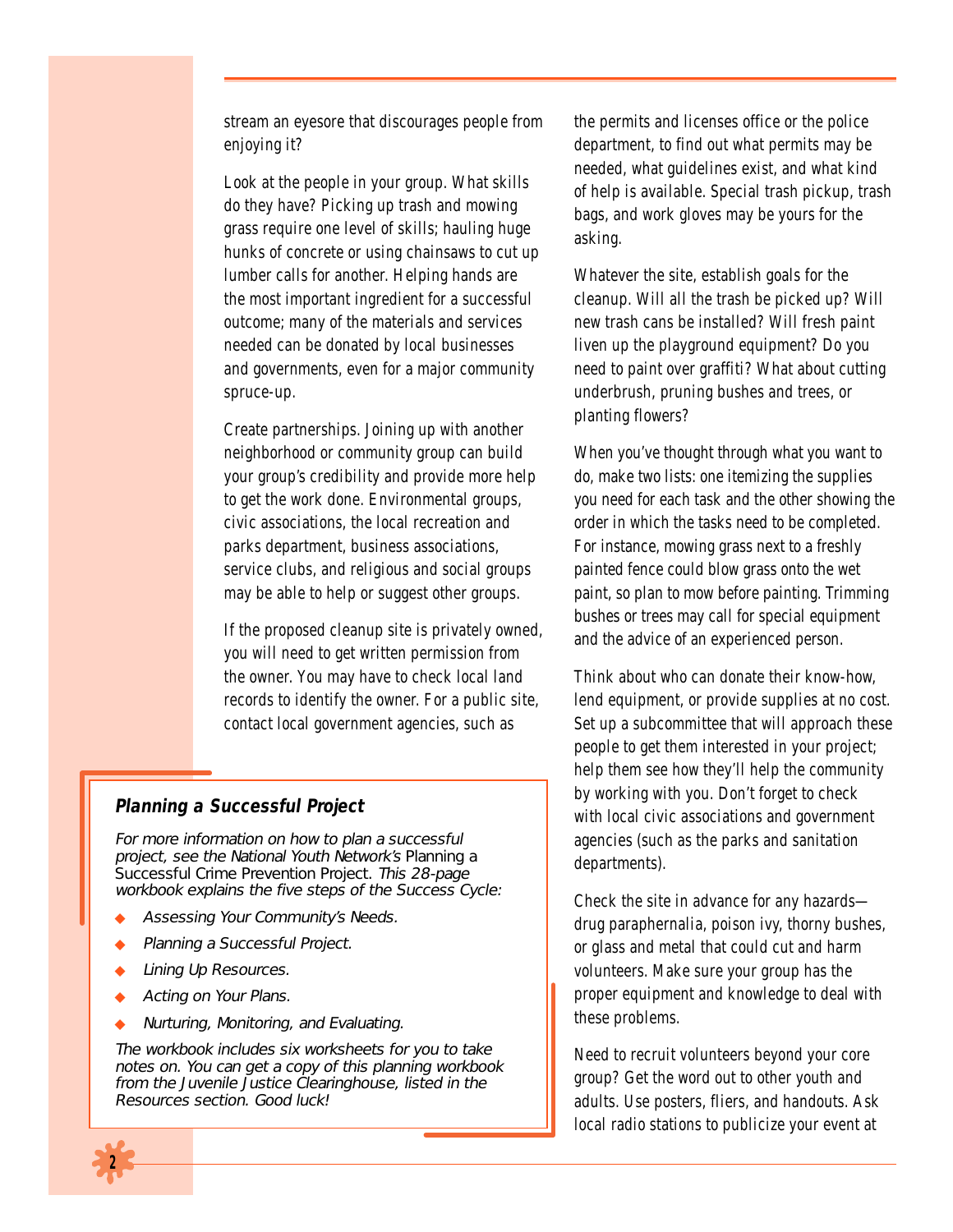stream an eyesore that discourages people from enjoying it?

Look at the people in your group. What skills do they have? Picking up trash and mowing grass require one level of skills; hauling huge hunks of concrete or using chainsaws to cut up lumber calls for another. Helping hands are the most important ingredient for a successful outcome; many of the materials and services needed can be donated by local businesses and governments, even for a major community spruce-up.

Create partnerships. Joining up with another neighborhood or community group can build your group's credibility and provide more help to get the work done. Environmental groups, civic associations, the local recreation and parks department, business associations, service clubs, and religious and social groups may be able to help or suggest other groups.

If the proposed cleanup site is privately owned, you will need to get written permission from the owner. You may have to check local land records to identify the owner. For a public site, contact local government agencies, such as the permits and licenses office or the police department, to find out what permits may be needed, what guidelines exist, and what kind of help is available. Special trash pickup, trash bags, and work gloves may be yours for the asking.

Whatever the site, establish goals for the cleanup. Will all the trash be picked up? Will new trash cans be installed? Will fresh paint liven up the playground equipment? Do you need to paint over graffiti? What about cutting underbrush, pruning bushes and trees, or planting flowers?

When you've thought through what you want to do, make two lists: one itemizing the supplies you need for each task and the other showing the order in which the tasks need to be completed. For instance, mowing grass next to a freshly painted fence could blow grass onto the wet paint, so plan to mow before painting. Trimming bushes or trees may call for special equipment and the advice of an experienced person.

Think about who can donate their know-how, lend equipment, or provide supplies at no cost. Set up a subcommittee that will approach these people to get them interested in your project; help them see how they'll help the community by working with you. Don't forget to check with local civic associations and government agencies (such as the parks and sanitation departments).

Check the site in advance for any hazards—drug paraphernalia, poison ivy, thorny bushes, or glass and metal that could cut and harm volunteers. Make sure your group has the proper equipment and knowledge to deal with these problems.

Need to recruit volunteers beyond your core group? Get the word out to other youth and adults. Use posters, fliers, and handouts. Ask local radio stations to publicize your event at

---

**Planning a Successful Project**

*For more information on how to plan a successful project, see the National Youth Network's* Planning a Successful Crime Prevention Project. *This 28-page workbook explains the five steps of the Success Cycle:*

- *Assessing Your Community's Needs.*
- *Planning a Successful Project.*
- *Lining Up Resources.*
- *Acting on Your Plans.*
- *Nurturing, Monitoring, and Evaluating.*

*The workbook includes six worksheets for you to take notes on. You can get a copy of this planning workbook from the Juvenile Justice Clearinghouse, listed in the Resources section. Good luck!*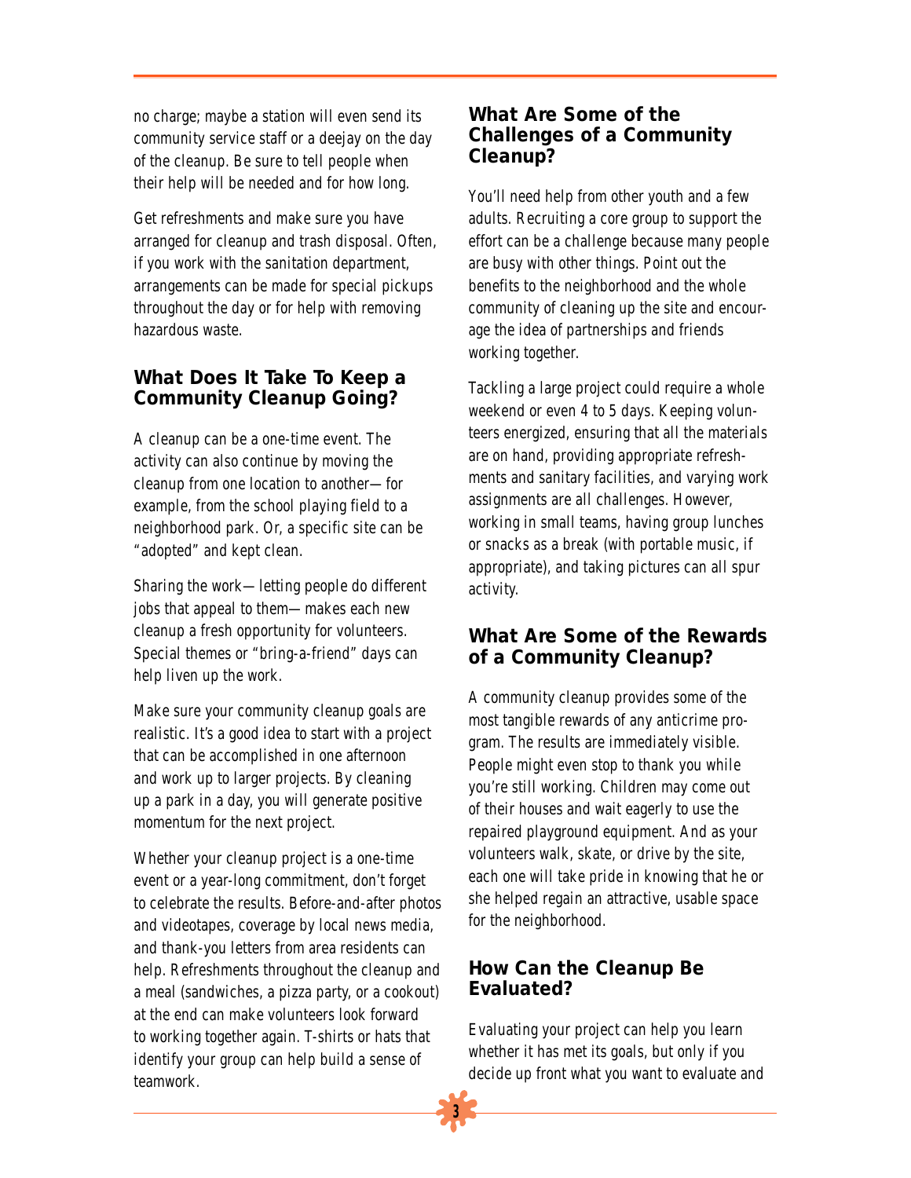no charge; maybe a station will even send its community service staff or a deejay on the day of the cleanup. Be sure to tell people when their help will be needed and for how long.

Get refreshments and make sure you have arranged for cleanup and trash disposal. Often, if you work with the sanitation department, arrangements can be made for special pickups throughout the day or for help with removing hazardous waste.

## What Does It Take To Keep a Community Cleanup Going?

A cleanup can be a one-time event. The activity can also continue by moving the cleanup from one location to another—for example, from the school playing field to a neighborhood park. Or, a specific site can be "adopted" and kept clean.

Sharing the work—letting people do different jobs that appeal to them—makes each new cleanup a fresh opportunity for volunteers. Special themes or "bring-a-friend" days can help liven up the work.

Make sure your community cleanup goals are realistic. It's a good idea to start with a project that can be accomplished in one afternoon and work up to larger projects. By cleaning up a park in a day, you will generate positive momentum for the next project.

Whether your cleanup project is a one-time event or a year-long commitment, don't forget to celebrate the results. Before-and-after photos and videotapes, coverage by local news media, and thank-you letters from area residents can help. Refreshments throughout the cleanup and a meal (sandwiches, a pizza party, or a cookout) at the end can make volunteers look forward to working together again. T-shirts or hats that identify your group can help build a sense of teamwork.

## What Are Some of the Challenges of a Community Cleanup?

You'll need help from other youth and a few adults. Recruiting a core group to support the effort can be a challenge because many people are busy with other things. Point out the benefits to the neighborhood and the whole community of cleaning up the site and encourage the idea of partnerships and friends working together.

Tackling a large project could require a whole weekend or even 4 to 5 days. Keeping volunteers energized, ensuring that all the materials are on hand, providing appropriate refreshments and sanitary facilities, and varying work assignments are all challenges. However, working in small teams, having group lunches or snacks as a break (with portable music, if appropriate), and taking pictures can all spur activity.

## What Are Some of the Rewards of a Community Cleanup?

A community cleanup provides some of the most tangible rewards of any anticrime program. The results are immediately visible. People might even stop to thank you while you're still working. Children may come out of their houses and wait eagerly to use the repaired playground equipment. And as your volunteers walk, skate, or drive by the site, each one will take pride in knowing that he or she helped regain an attractive, usable space for the neighborhood.

## How Can the Cleanup Be Evaluated?

Evaluating your project can help you learn whether it has met its goals, but only if you decide up front what you want to evaluate and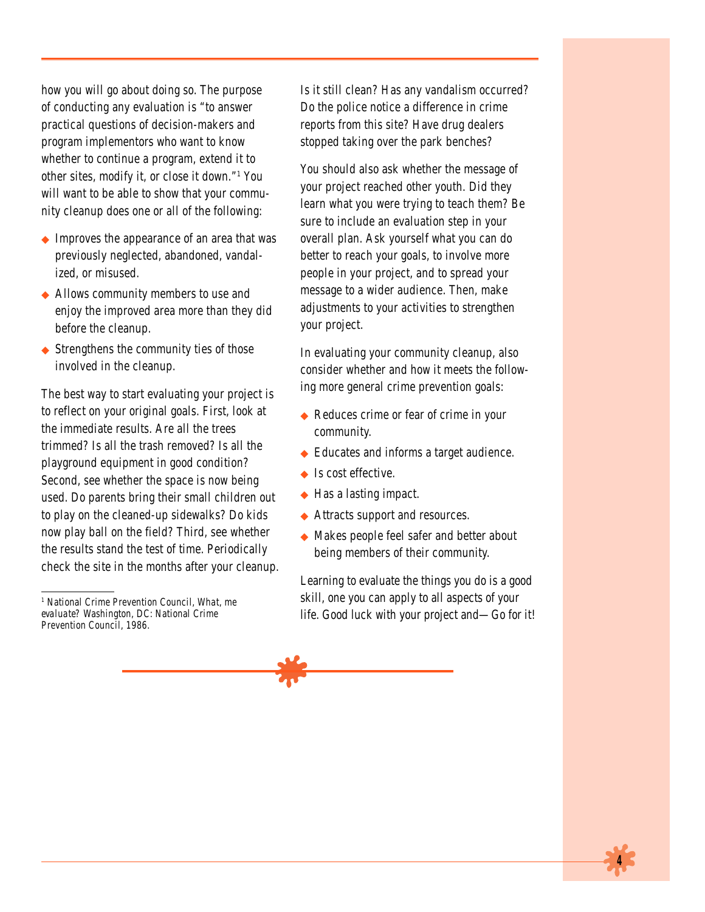how you will go about doing so. The purpose of conducting any evaluation is "to answer practical questions of decision-makers and program implementors who want to know whether to continue a program, extend it to other sites, modify it, or close it down."[1] You will want to be able to show that your community cleanup does one or all of the following:

- Improves the appearance of an area that was previously neglected, abandoned, vandalized, or misused.
- Allows community members to use and enjoy the improved area more than they did before the cleanup.
- Strengthens the community ties of those involved in the cleanup.

The best way to start evaluating your project is to reflect on your original goals. First, look at the immediate results. Are all the trees trimmed? Is all the trash removed? Is all the playground equipment in good condition? Second, see whether the space is now being used. Do parents bring their small children out to play on the cleaned-up sidewalks? Do kids now play ball on the field? Third, see whether the results stand the test of time. Periodically check the site in the months after your cleanup. Is it still clean? Has any vandalism occurred? Do the police notice a difference in crime reports from this site? Have drug dealers stopped taking over the park benches?

You should also ask whether the message of your project reached other youth. Did they learn what you were trying to teach them? Be sure to include an evaluation step in your overall plan. Ask yourself what you can do better to reach your goals, to involve more people in your project, and to spread your message to a wider audience. Then, make adjustments to your activities to strengthen your project.

In evaluating your community cleanup, also consider whether and how it meets the following more general crime prevention goals:

- Reduces crime or fear of crime in your community.
- Educates and informs a target audience.
- Is cost effective.
- Has a lasting impact.
- Attracts support and resources.
- Makes people feel safer and better about being members of their community.

Learning to evaluate the things you do is a good skill, one you can apply to all aspects of your life. Good luck with your project and—Go for it!

[1] National Crime Prevention Council, *What, me evaluate?* Washington, DC: National Crime Prevention Council, 1986.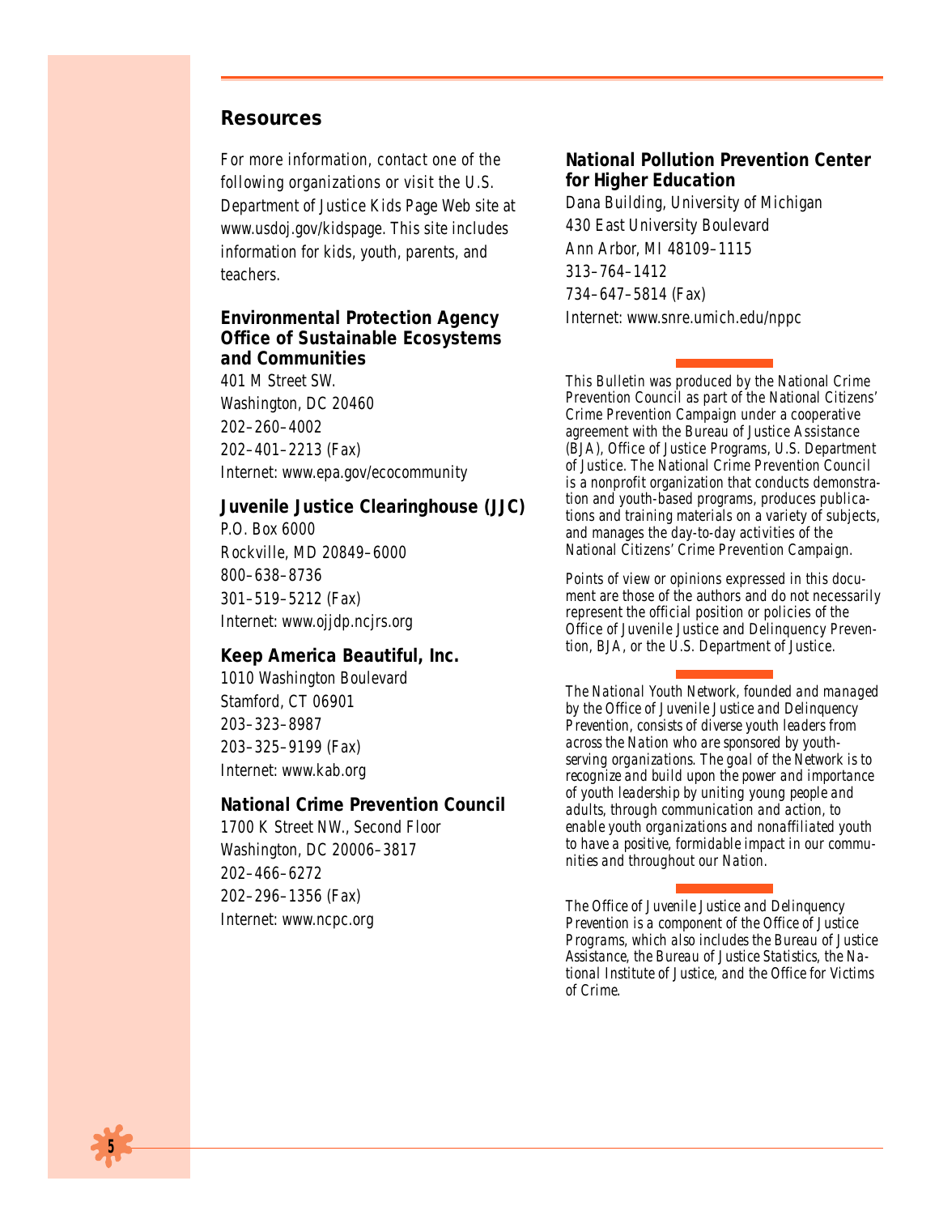## Resources

*For more information, contact one of the following organizations or visit the U.S. Department of Justice Kids Page Web site at www.usdoj.gov/kidspage. This site includes information for kids, youth, parents, and teachers.*

### Environmental Protection Agency Office of Sustainable Ecosystems and Communities

401 M Street SW.
Washington, DC 20460
202–260–4002
202–401–2213 (Fax)
Internet: www.epa.gov/ecocommunity

### Juvenile Justice Clearinghouse (JJC)

P.O. Box 6000
Rockville, MD 20849–6000
800–638–8736
301–519–5212 (Fax)
Internet: www.ojjdp.ncjrs.org

### Keep America Beautiful, Inc.

1010 Washington Boulevard
Stamford, CT 06901
203–323–8987
203–325–9199 (Fax)
Internet: www.kab.org

### National Crime Prevention Council

1700 K Street NW., Second Floor
Washington, DC 20006–3817
202–466–6272
202–296–1356 (Fax)
Internet: www.ncpc.org

### National Pollution Prevention Center for Higher Education

Dana Building, University of Michigan
430 East University Boulevard
Ann Arbor, MI 48109–1115
313–764–1412
734–647–5814 (Fax)
Internet: www.snre.umich.edu/nppc

---

*This Bulletin was produced by the National Crime Prevention Council as part of the National Citizens' Crime Prevention Campaign under a cooperative agreement with the Bureau of Justice Assistance (BJA), Office of Justice Programs, U.S. Department of Justice. The National Crime Prevention Council is a nonprofit organization that conducts demonstration and youth-based programs, produces publications and training materials on a variety of subjects, and manages the day-to-day activities of the National Citizens' Crime Prevention Campaign.*

*Points of view or opinions expressed in this document are those of the authors and do not necessarily represent the official position or policies of the Office of Juvenile Justice and Delinquency Prevention, BJA, or the U.S. Department of Justice.*

---

*The National Youth Network, founded and managed by the Office of Juvenile Justice and Delinquency Prevention, consists of diverse youth leaders from across the Nation who are sponsored by youth-serving organizations. The goal of the Network is to recognize and build upon the power and importance of youth leadership by uniting young people and adults, through communication and action, to enable youth organizations and nonaffiliated youth to have a positive, formidable impact in our communities and throughout our Nation.*

---

*The Office of Juvenile Justice and Delinquency Prevention is a component of the Office of Justice Programs, which also includes the Bureau of Justice Assistance, the Bureau of Justice Statistics, the National Institute of Justice, and the Office for Victims of Crime.*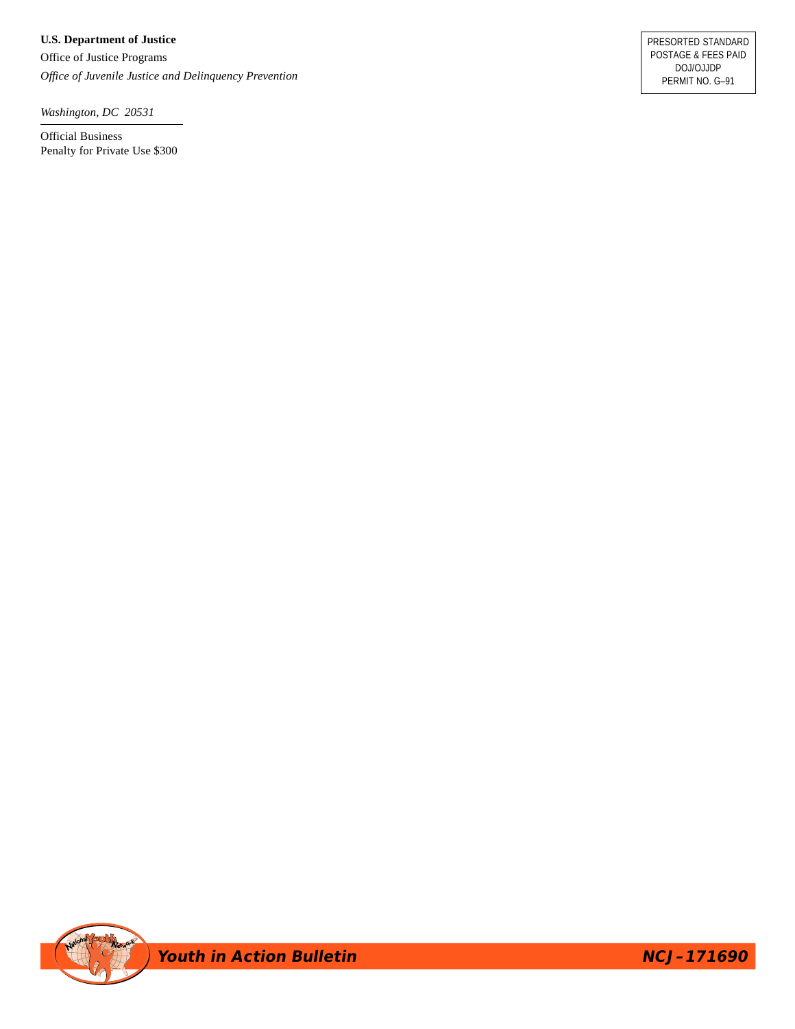**U.S. Department of Justice**

Office of Justice Programs

*Office of Juvenile Justice and Delinquency Prevention*

*Washington, DC 20531*

Official Business
Penalty for Private Use $300

PRESORTED STANDARD
POSTAGE & FEES PAID
DOJ/OJJDP
PERMIT NO. G–91

***Youth in Action Bulletin***

***NCJ–171690***